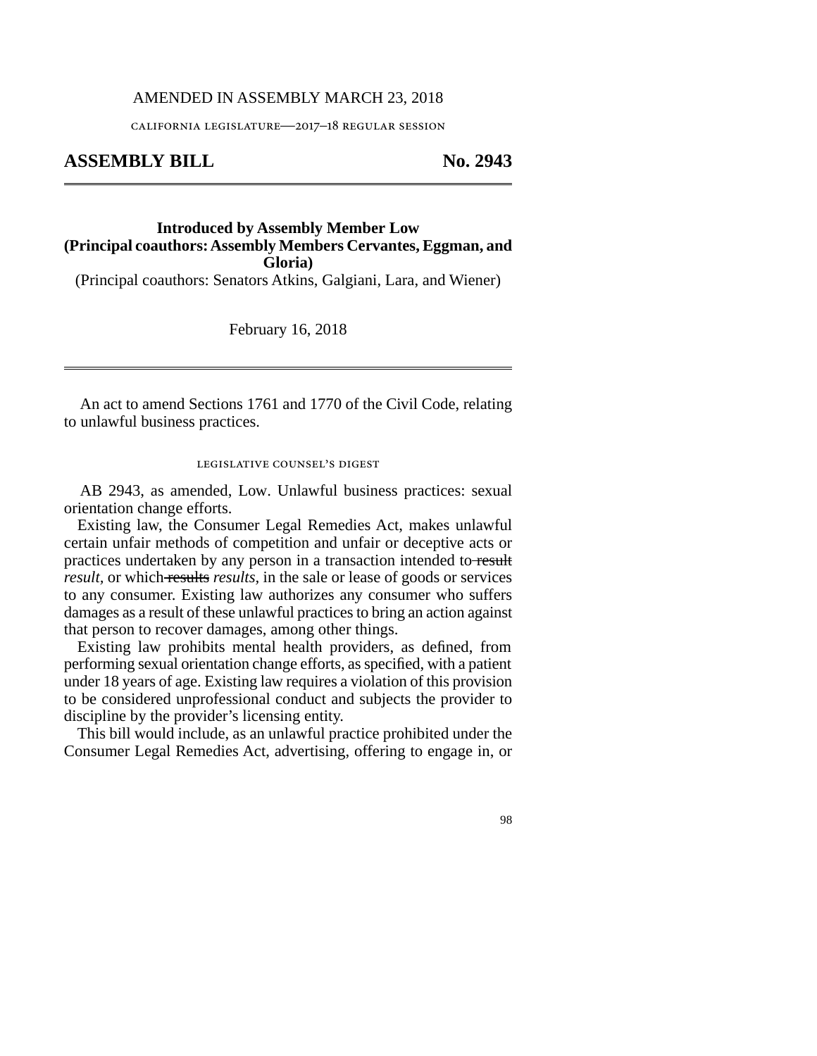AMENDED IN ASSEMBLY MARCH 23, 2018

CALIFORNIA LEGISLATURE—2017–18 REGULAR SESSION

# ASSEMBLY BILL No. 2943

**Introduced by Assembly Member Low**
**(Principal coauthors: Assembly Members Cervantes, Eggman, and Gloria)**
(Principal coauthors: Senators Atkins, Galgiani, Lara, and Wiener)

February 16, 2018

An act to amend Sections 1761 and 1770 of the Civil Code, relating to unlawful business practices.

## LEGISLATIVE COUNSEL'S DIGEST

AB 2943, as amended, Low. Unlawful business practices: sexual orientation change efforts.

Existing law, the Consumer Legal Remedies Act, makes unlawful certain unfair methods of competition and unfair or deceptive acts or practices undertaken by any person in a transaction intended to ~~result~~ *result,* or which ~~results~~ *results,* in the sale or lease of goods or services to any consumer. Existing law authorizes any consumer who suffers damages as a result of these unlawful practices to bring an action against that person to recover damages, among other things.

Existing law prohibits mental health providers, as defined, from performing sexual orientation change efforts, as specified, with a patient under 18 years of age. Existing law requires a violation of this provision to be considered unprofessional conduct and subjects the provider to discipline by the provider's licensing entity.

This bill would include, as an unlawful practice prohibited under the Consumer Legal Remedies Act, advertising, offering to engage in, or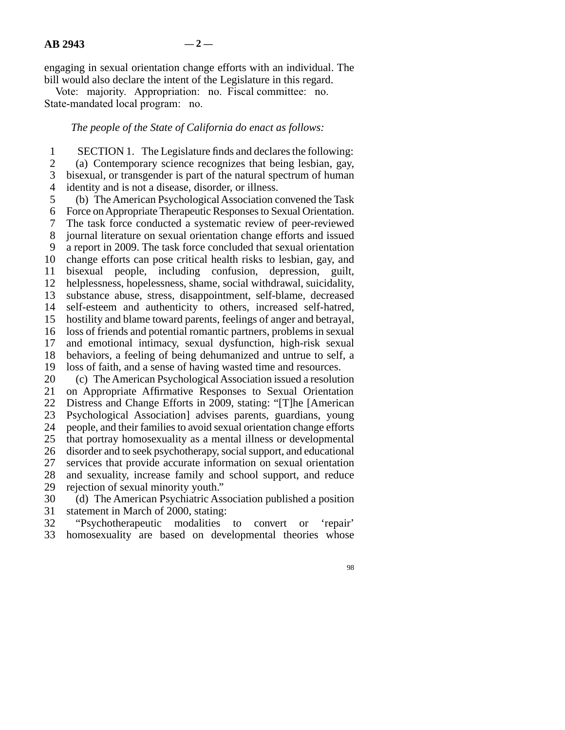engaging in sexual orientation change efforts with an individual. The bill would also declare the intent of the Legislature in this regard.

Vote: majority. Appropriation: no. Fiscal committee: no. State-mandated local program: no.

*The people of the State of California do enact as follows:*

SECTION 1. The Legislature finds and declares the following:

(a) Contemporary science recognizes that being lesbian, gay, bisexual, or transgender is part of the natural spectrum of human identity and is not a disease, disorder, or illness.

(b) The American Psychological Association convened the Task Force on Appropriate Therapeutic Responses to Sexual Orientation. The task force conducted a systematic review of peer-reviewed journal literature on sexual orientation change efforts and issued a report in 2009. The task force concluded that sexual orientation change efforts can pose critical health risks to lesbian, gay, and bisexual people, including confusion, depression, guilt, helplessness, hopelessness, shame, social withdrawal, suicidality, substance abuse, stress, disappointment, self-blame, decreased self-esteem and authenticity to others, increased self-hatred, hostility and blame toward parents, feelings of anger and betrayal, loss of friends and potential romantic partners, problems in sexual and emotional intimacy, sexual dysfunction, high-risk sexual behaviors, a feeling of being dehumanized and untrue to self, a loss of faith, and a sense of having wasted time and resources.

(c) The American Psychological Association issued a resolution on Appropriate Affirmative Responses to Sexual Orientation Distress and Change Efforts in 2009, stating: "[T]he [American Psychological Association] advises parents, guardians, young people, and their families to avoid sexual orientation change efforts that portray homosexuality as a mental illness or developmental disorder and to seek psychotherapy, social support, and educational services that provide accurate information on sexual orientation and sexuality, increase family and school support, and reduce rejection of sexual minority youth."

(d) The American Psychiatric Association published a position statement in March of 2000, stating:

"Psychotherapeutic modalities to convert or 'repair' homosexuality are based on developmental theories whose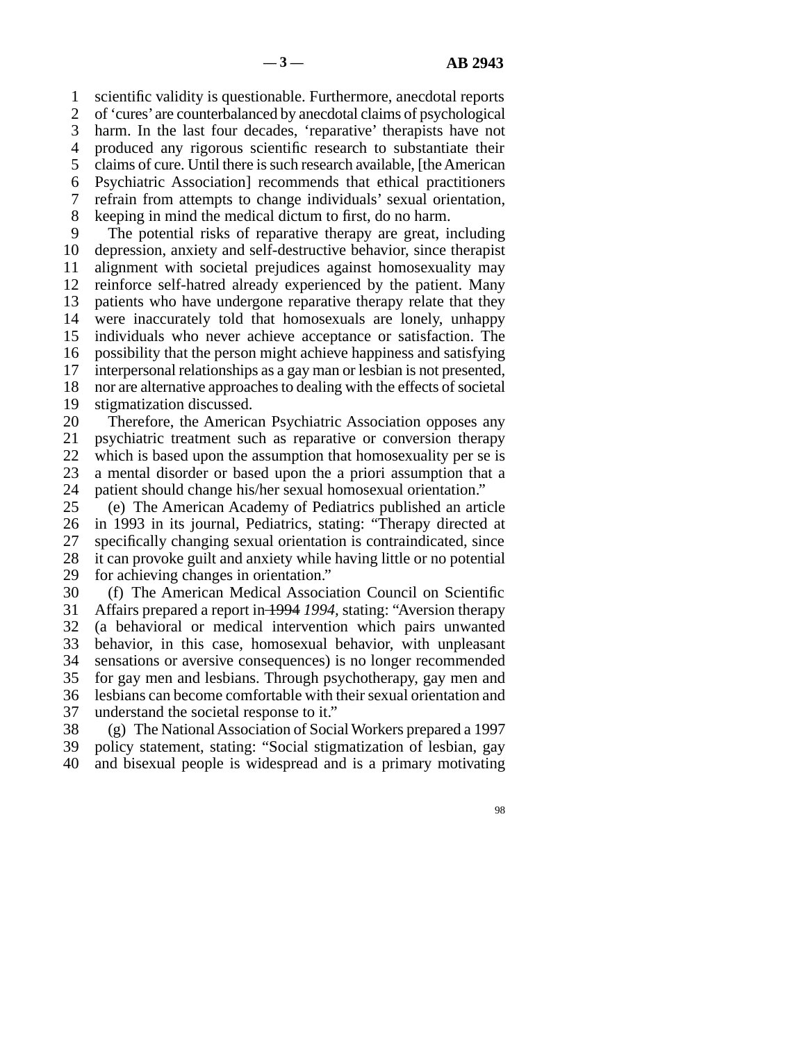scientific validity is questionable. Furthermore, anecdotal reports of 'cures' are counterbalanced by anecdotal claims of psychological harm. In the last four decades, 'reparative' therapists have not produced any rigorous scientific research to substantiate their claims of cure. Until there is such research available, [the American Psychiatric Association] recommends that ethical practitioners refrain from attempts to change individuals' sexual orientation, keeping in mind the medical dictum to first, do no harm.

The potential risks of reparative therapy are great, including depression, anxiety and self-destructive behavior, since therapist alignment with societal prejudices against homosexuality may reinforce self-hatred already experienced by the patient. Many patients who have undergone reparative therapy relate that they were inaccurately told that homosexuals are lonely, unhappy individuals who never achieve acceptance or satisfaction. The possibility that the person might achieve happiness and satisfying interpersonal relationships as a gay man or lesbian is not presented, nor are alternative approaches to dealing with the effects of societal stigmatization discussed.

Therefore, the American Psychiatric Association opposes any psychiatric treatment such as reparative or conversion therapy which is based upon the assumption that homosexuality per se is a mental disorder or based upon the a priori assumption that a patient should change his/her sexual homosexual orientation."

(e) The American Academy of Pediatrics published an article in 1993 in its journal, Pediatrics, stating: "Therapy directed at specifically changing sexual orientation is contraindicated, since it can provoke guilt and anxiety while having little or no potential for achieving changes in orientation."

(f) The American Medical Association Council on Scientific Affairs prepared a report in ~~1994~~ *1994,* stating: "Aversion therapy (a behavioral or medical intervention which pairs unwanted behavior, in this case, homosexual behavior, with unpleasant sensations or aversive consequences) is no longer recommended for gay men and lesbians. Through psychotherapy, gay men and lesbians can become comfortable with their sexual orientation and understand the societal response to it."

(g) The National Association of Social Workers prepared a 1997 policy statement, stating: "Social stigmatization of lesbian, gay and bisexual people is widespread and is a primary motivating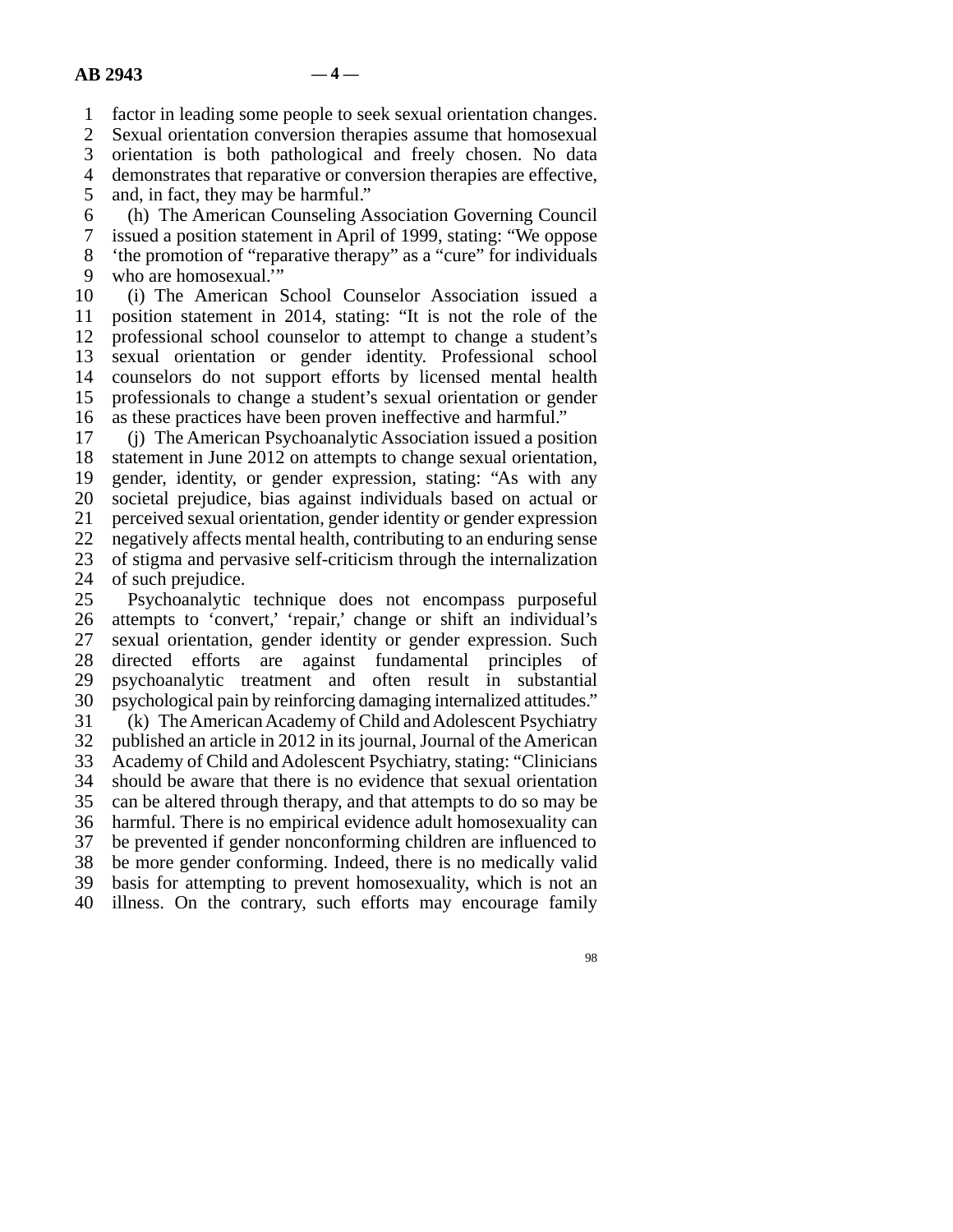factor in leading some people to seek sexual orientation changes. Sexual orientation conversion therapies assume that homosexual orientation is both pathological and freely chosen. No data demonstrates that reparative or conversion therapies are effective, and, in fact, they may be harmful."

(h) The American Counseling Association Governing Council issued a position statement in April of 1999, stating: "We oppose 'the promotion of "reparative therapy" as a "cure" for individuals who are homosexual.'"

(i) The American School Counselor Association issued a position statement in 2014, stating: "It is not the role of the professional school counselor to attempt to change a student's sexual orientation or gender identity. Professional school counselors do not support efforts by licensed mental health professionals to change a student's sexual orientation or gender as these practices have been proven ineffective and harmful."

(j) The American Psychoanalytic Association issued a position statement in June 2012 on attempts to change sexual orientation, gender, identity, or gender expression, stating: "As with any societal prejudice, bias against individuals based on actual or perceived sexual orientation, gender identity or gender expression negatively affects mental health, contributing to an enduring sense of stigma and pervasive self-criticism through the internalization of such prejudice.

Psychoanalytic technique does not encompass purposeful attempts to 'convert,' 'repair,' change or shift an individual's sexual orientation, gender identity or gender expression. Such directed efforts are against fundamental principles of psychoanalytic treatment and often result in substantial psychological pain by reinforcing damaging internalized attitudes."

(k) The American Academy of Child and Adolescent Psychiatry published an article in 2012 in its journal, Journal of the American Academy of Child and Adolescent Psychiatry, stating: "Clinicians should be aware that there is no evidence that sexual orientation can be altered through therapy, and that attempts to do so may be harmful. There is no empirical evidence adult homosexuality can be prevented if gender nonconforming children are influenced to be more gender conforming. Indeed, there is no medically valid basis for attempting to prevent homosexuality, which is not an illness. On the contrary, such efforts may encourage family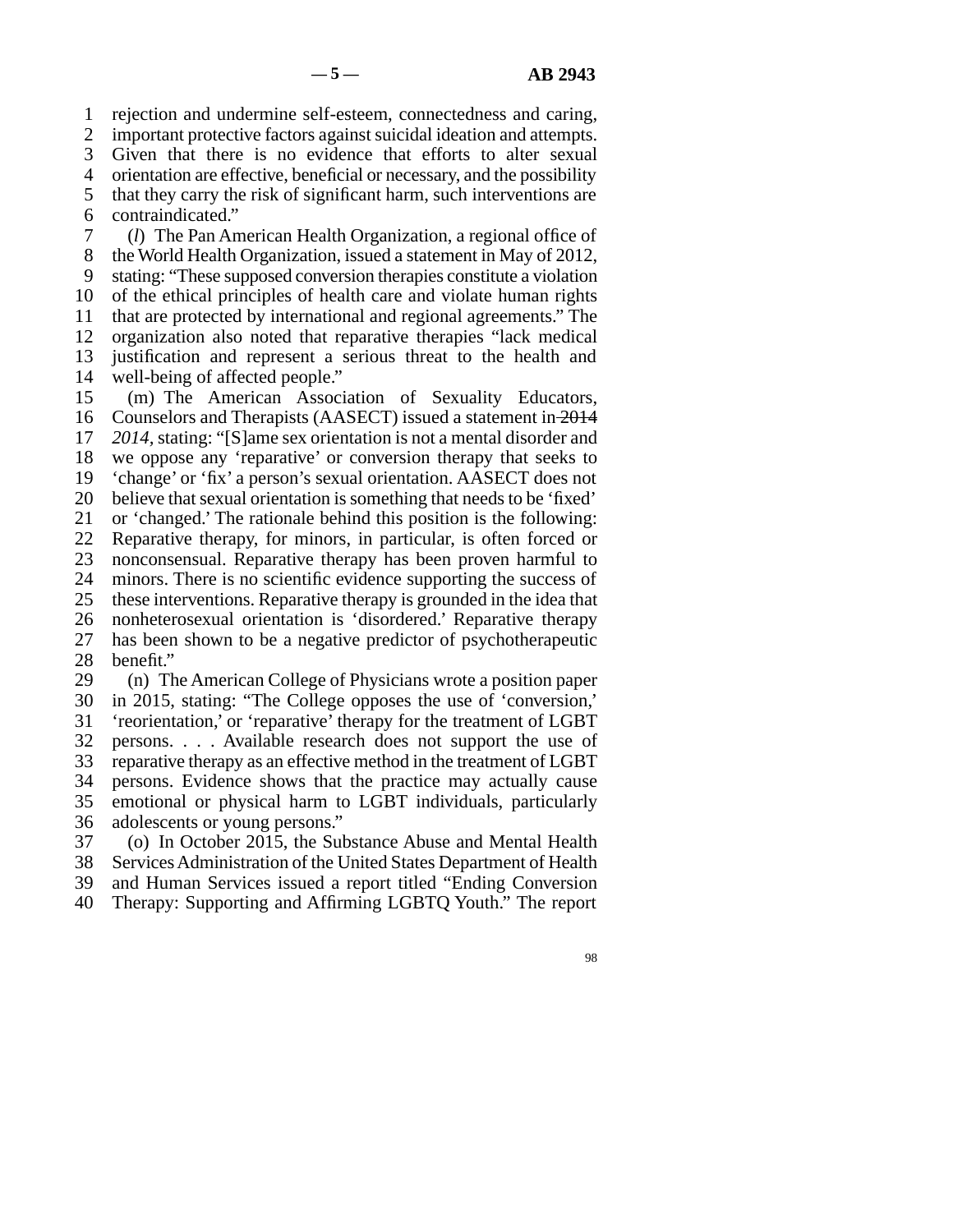rejection and undermine self-esteem, connectedness and caring, important protective factors against suicidal ideation and attempts. Given that there is no evidence that efforts to alter sexual orientation are effective, beneficial or necessary, and the possibility that they carry the risk of significant harm, such interventions are contraindicated."

(*l*) The Pan American Health Organization, a regional office of the World Health Organization, issued a statement in May of 2012, stating: "These supposed conversion therapies constitute a violation of the ethical principles of health care and violate human rights that are protected by international and regional agreements." The organization also noted that reparative therapies "lack medical justification and represent a serious threat to the health and well-being of affected people."

(m) The American Association of Sexuality Educators, Counselors and Therapists (AASECT) issued a statement in ~~2014~~ *2014,* stating: "[S]ame sex orientation is not a mental disorder and we oppose any 'reparative' or conversion therapy that seeks to 'change' or 'fix' a person's sexual orientation. AASECT does not believe that sexual orientation is something that needs to be 'fixed' or 'changed.' The rationale behind this position is the following: Reparative therapy, for minors, in particular, is often forced or nonconsensual. Reparative therapy has been proven harmful to minors. There is no scientific evidence supporting the success of these interventions. Reparative therapy is grounded in the idea that nonheterosexual orientation is 'disordered.' Reparative therapy has been shown to be a negative predictor of psychotherapeutic benefit."

(n) The American College of Physicians wrote a position paper in 2015, stating: "The College opposes the use of 'conversion,' 'reorientation,' or 'reparative' therapy for the treatment of LGBT persons. . . . Available research does not support the use of reparative therapy as an effective method in the treatment of LGBT persons. Evidence shows that the practice may actually cause emotional or physical harm to LGBT individuals, particularly adolescents or young persons."

(o) In October 2015, the Substance Abuse and Mental Health Services Administration of the United States Department of Health and Human Services issued a report titled "Ending Conversion Therapy: Supporting and Affirming LGBTQ Youth." The report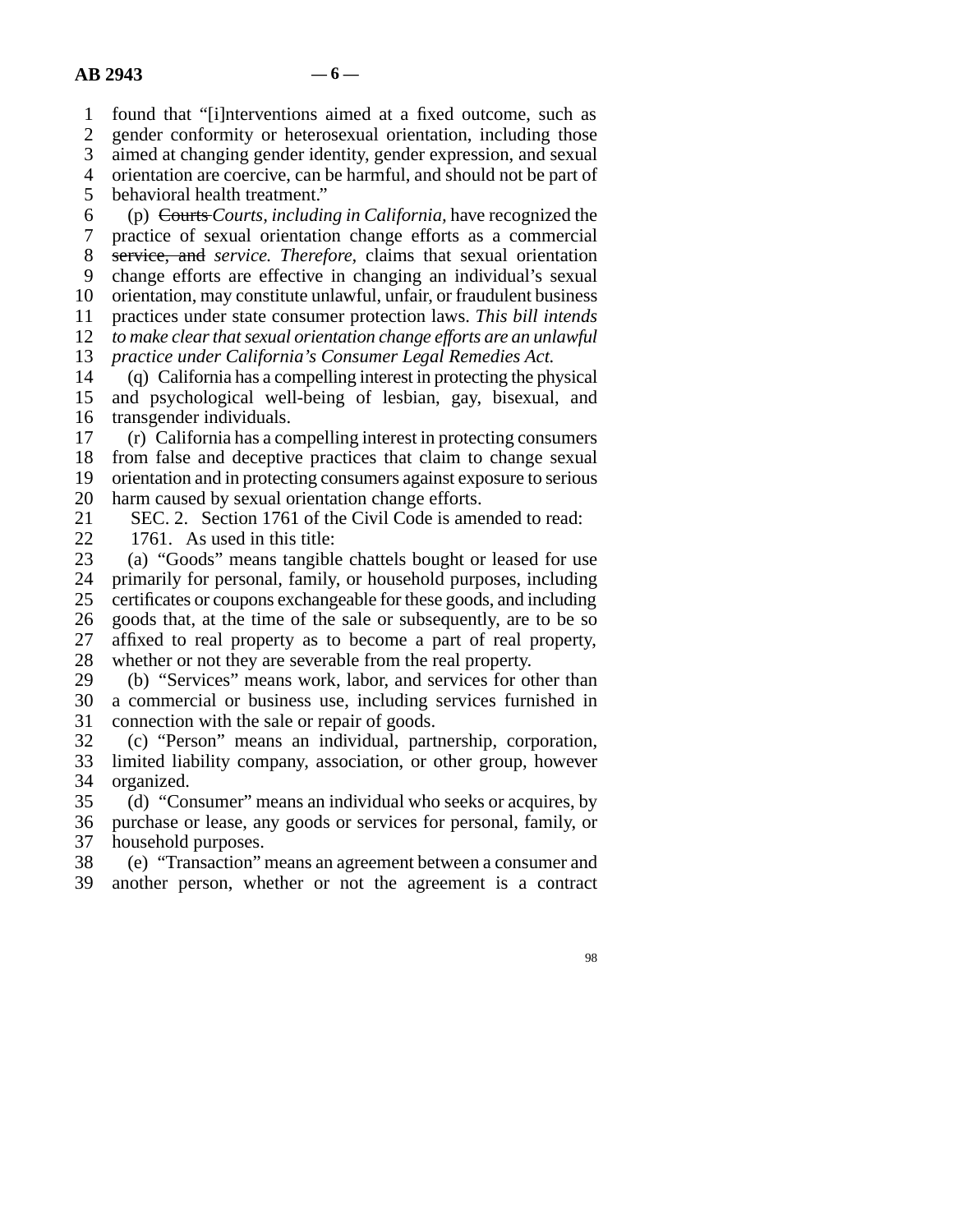found that "[i]nterventions aimed at a fixed outcome, such as gender conformity or heterosexual orientation, including those aimed at changing gender identity, gender expression, and sexual orientation are coercive, can be harmful, and should not be part of behavioral health treatment."

(p) ~~Courts~~ *Courts, including in California,* have recognized the practice of sexual orientation change efforts as a commercial ~~service, and~~ *service. Therefore,* claims that sexual orientation change efforts are effective in changing an individual's sexual orientation, may constitute unlawful, unfair, or fraudulent business practices under state consumer protection laws. *This bill intends to make clear that sexual orientation change efforts are an unlawful practice under California's Consumer Legal Remedies Act.*

(q) California has a compelling interest in protecting the physical and psychological well-being of lesbian, gay, bisexual, and transgender individuals.

(r) California has a compelling interest in protecting consumers from false and deceptive practices that claim to change sexual orientation and in protecting consumers against exposure to serious harm caused by sexual orientation change efforts.

SEC. 2. Section 1761 of the Civil Code is amended to read:

1761. As used in this title:

(a) "Goods" means tangible chattels bought or leased for use primarily for personal, family, or household purposes, including certificates or coupons exchangeable for these goods, and including goods that, at the time of the sale or subsequently, are to be so affixed to real property as to become a part of real property, whether or not they are severable from the real property.

(b) "Services" means work, labor, and services for other than a commercial or business use, including services furnished in connection with the sale or repair of goods.

(c) "Person" means an individual, partnership, corporation, limited liability company, association, or other group, however organized.

(d) "Consumer" means an individual who seeks or acquires, by purchase or lease, any goods or services for personal, family, or household purposes.

(e) "Transaction" means an agreement between a consumer and another person, whether or not the agreement is a contract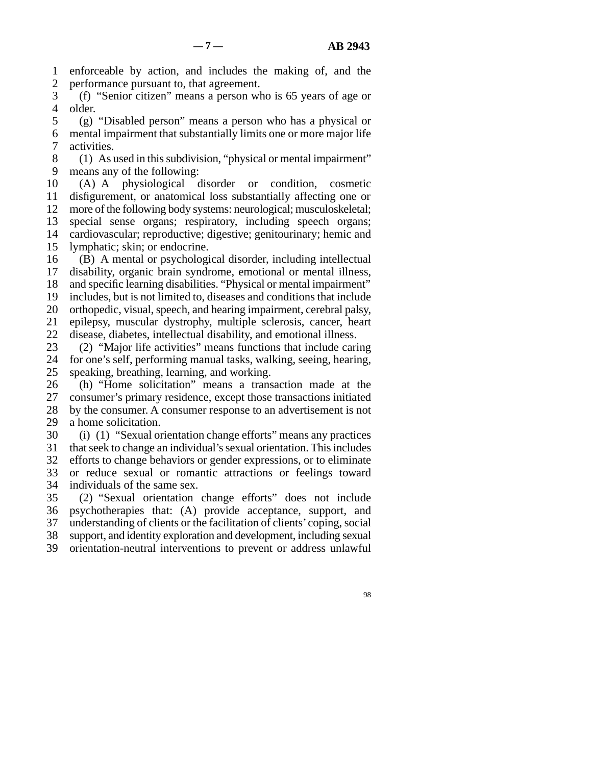enforceable by action, and includes the making of, and the performance pursuant to, that agreement.

(f) "Senior citizen" means a person who is 65 years of age or older.

(g) "Disabled person" means a person who has a physical or mental impairment that substantially limits one or more major life activities.

(1) As used in this subdivision, "physical or mental impairment" means any of the following:

(A) A physiological disorder or condition, cosmetic disfigurement, or anatomical loss substantially affecting one or more of the following body systems: neurological; musculoskeletal; special sense organs; respiratory, including speech organs; cardiovascular; reproductive; digestive; genitourinary; hemic and lymphatic; skin; or endocrine.

(B) A mental or psychological disorder, including intellectual disability, organic brain syndrome, emotional or mental illness, and specific learning disabilities. "Physical or mental impairment" includes, but is not limited to, diseases and conditions that include orthopedic, visual, speech, and hearing impairment, cerebral palsy, epilepsy, muscular dystrophy, multiple sclerosis, cancer, heart disease, diabetes, intellectual disability, and emotional illness.

(2) "Major life activities" means functions that include caring for one's self, performing manual tasks, walking, seeing, hearing, speaking, breathing, learning, and working.

(h) "Home solicitation" means a transaction made at the consumer's primary residence, except those transactions initiated by the consumer. A consumer response to an advertisement is not a home solicitation.

(i) (1) "Sexual orientation change efforts" means any practices that seek to change an individual's sexual orientation. This includes efforts to change behaviors or gender expressions, or to eliminate or reduce sexual or romantic attractions or feelings toward individuals of the same sex.

(2) "Sexual orientation change efforts" does not include psychotherapies that: (A) provide acceptance, support, and understanding of clients or the facilitation of clients' coping, social support, and identity exploration and development, including sexual orientation-neutral interventions to prevent or address unlawful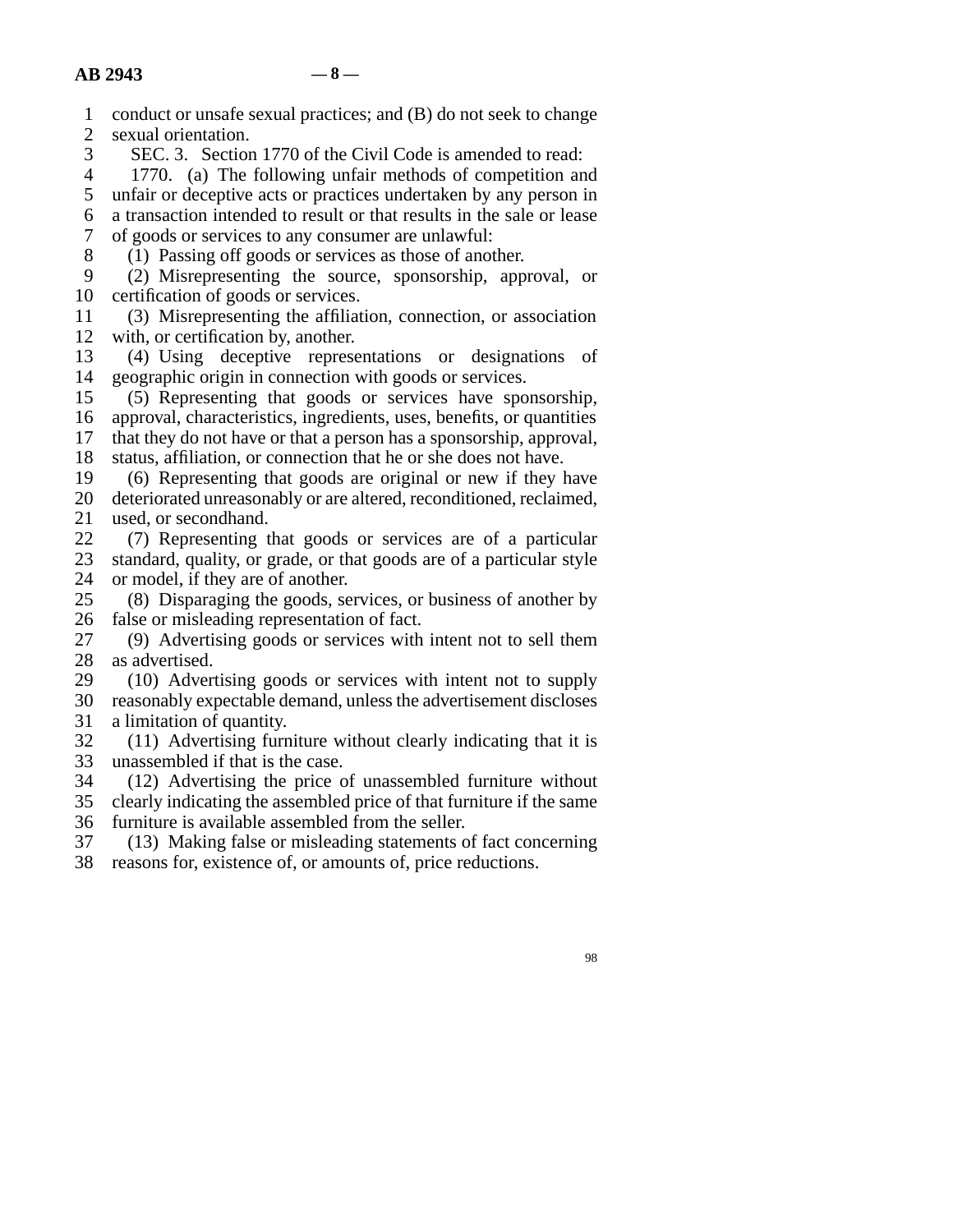conduct or unsafe sexual practices; and (B) do not seek to change sexual orientation.

SEC. 3. Section 1770 of the Civil Code is amended to read:

1770. (a) The following unfair methods of competition and unfair or deceptive acts or practices undertaken by any person in a transaction intended to result or that results in the sale or lease of goods or services to any consumer are unlawful:

(1) Passing off goods or services as those of another.

(2) Misrepresenting the source, sponsorship, approval, or certification of goods or services.

(3) Misrepresenting the affiliation, connection, or association with, or certification by, another.

(4) Using deceptive representations or designations of geographic origin in connection with goods or services.

(5) Representing that goods or services have sponsorship, approval, characteristics, ingredients, uses, benefits, or quantities that they do not have or that a person has a sponsorship, approval, status, affiliation, or connection that he or she does not have.

(6) Representing that goods are original or new if they have deteriorated unreasonably or are altered, reconditioned, reclaimed, used, or secondhand.

(7) Representing that goods or services are of a particular standard, quality, or grade, or that goods are of a particular style or model, if they are of another.

(8) Disparaging the goods, services, or business of another by false or misleading representation of fact.

(9) Advertising goods or services with intent not to sell them as advertised.

(10) Advertising goods or services with intent not to supply reasonably expectable demand, unless the advertisement discloses a limitation of quantity.

(11) Advertising furniture without clearly indicating that it is unassembled if that is the case.

(12) Advertising the price of unassembled furniture without clearly indicating the assembled price of that furniture if the same furniture is available assembled from the seller.

(13) Making false or misleading statements of fact concerning reasons for, existence of, or amounts of, price reductions.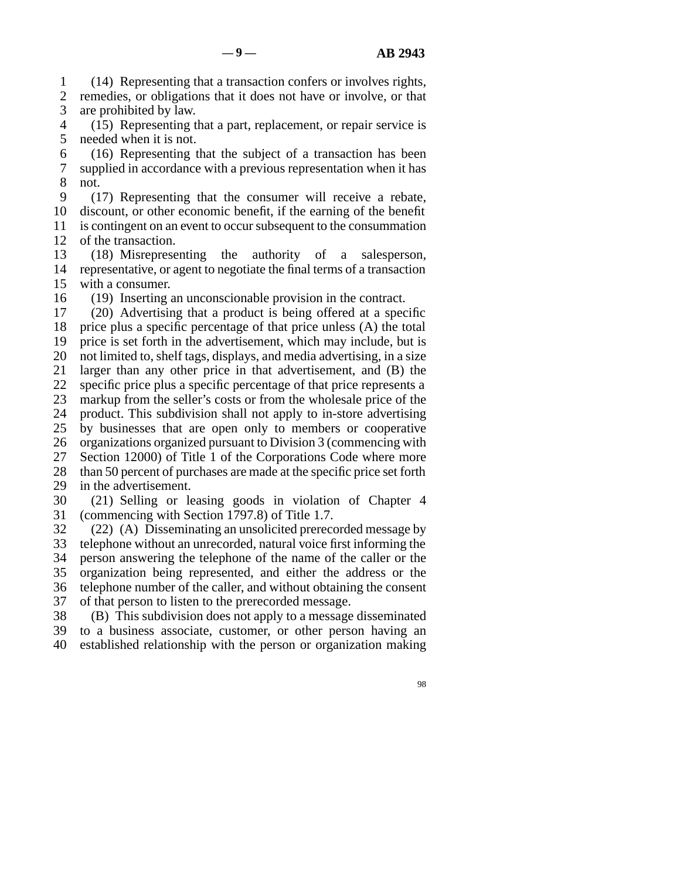(14) Representing that a transaction confers or involves rights, remedies, or obligations that it does not have or involve, or that are prohibited by law.

(15) Representing that a part, replacement, or repair service is needed when it is not.

(16) Representing that the subject of a transaction has been supplied in accordance with a previous representation when it has not.

(17) Representing that the consumer will receive a rebate, discount, or other economic benefit, if the earning of the benefit is contingent on an event to occur subsequent to the consummation of the transaction.

(18) Misrepresenting the authority of a salesperson, representative, or agent to negotiate the final terms of a transaction with a consumer.

(19) Inserting an unconscionable provision in the contract.

(20) Advertising that a product is being offered at a specific price plus a specific percentage of that price unless (A) the total price is set forth in the advertisement, which may include, but is not limited to, shelf tags, displays, and media advertising, in a size larger than any other price in that advertisement, and (B) the specific price plus a specific percentage of that price represents a markup from the seller's costs or from the wholesale price of the product. This subdivision shall not apply to in-store advertising by businesses that are open only to members or cooperative organizations organized pursuant to Division 3 (commencing with Section 12000) of Title 1 of the Corporations Code where more than 50 percent of purchases are made at the specific price set forth in the advertisement.

(21) Selling or leasing goods in violation of Chapter 4 (commencing with Section 1797.8) of Title 1.7.

(22) (A) Disseminating an unsolicited prerecorded message by telephone without an unrecorded, natural voice first informing the person answering the telephone of the name of the caller or the organization being represented, and either the address or the telephone number of the caller, and without obtaining the consent of that person to listen to the prerecorded message.

(B) This subdivision does not apply to a message disseminated to a business associate, customer, or other person having an established relationship with the person or organization making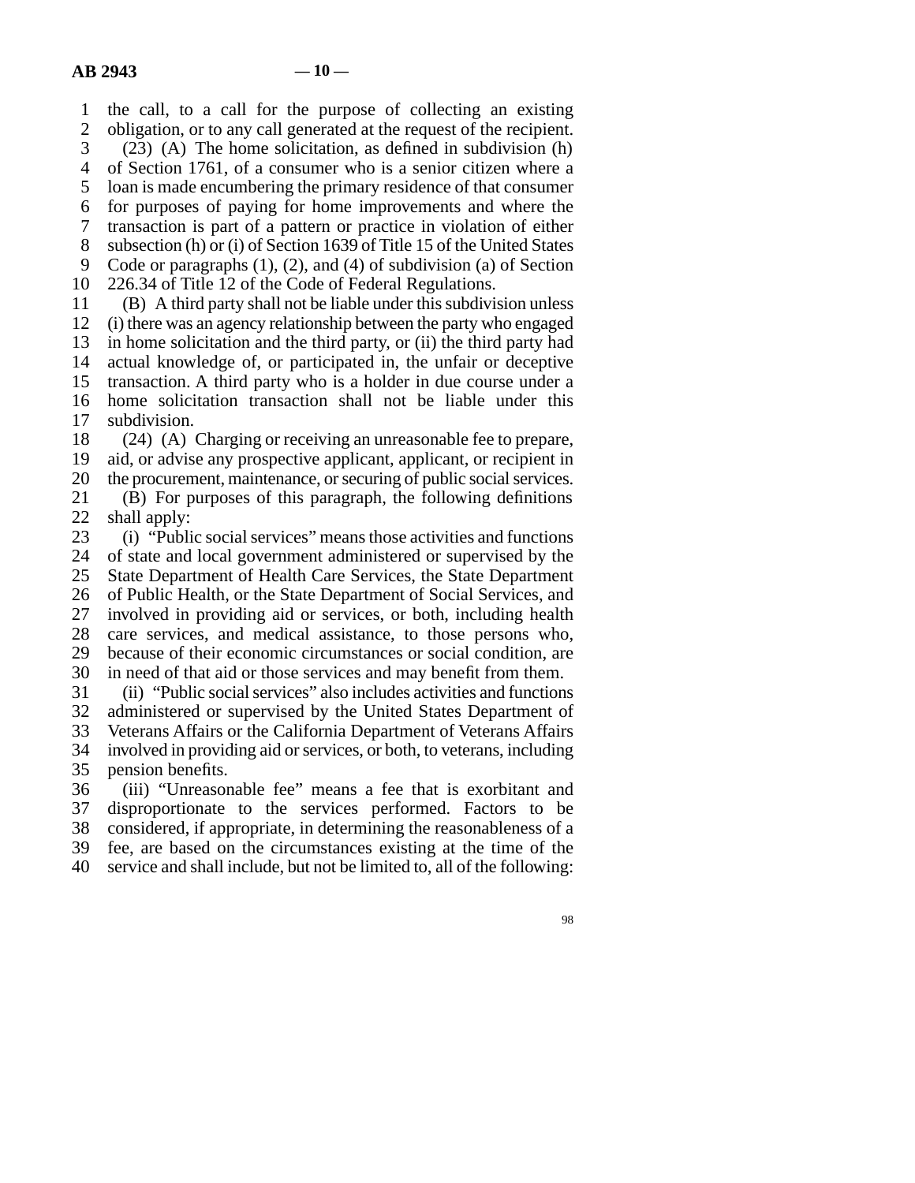the call, to a call for the purpose of collecting an existing obligation, or to any call generated at the request of the recipient.

(23) (A) The home solicitation, as defined in subdivision (h) of Section 1761, of a consumer who is a senior citizen where a loan is made encumbering the primary residence of that consumer for purposes of paying for home improvements and where the transaction is part of a pattern or practice in violation of either subsection (h) or (i) of Section 1639 of Title 15 of the United States Code or paragraphs (1), (2), and (4) of subdivision (a) of Section 226.34 of Title 12 of the Code of Federal Regulations.

(B) A third party shall not be liable under this subdivision unless (i) there was an agency relationship between the party who engaged in home solicitation and the third party, or (ii) the third party had actual knowledge of, or participated in, the unfair or deceptive transaction. A third party who is a holder in due course under a home solicitation transaction shall not be liable under this subdivision.

(24) (A) Charging or receiving an unreasonable fee to prepare, aid, or advise any prospective applicant, applicant, or recipient in the procurement, maintenance, or securing of public social services.

(B) For purposes of this paragraph, the following definitions shall apply:

(i) "Public social services" means those activities and functions of state and local government administered or supervised by the State Department of Health Care Services, the State Department of Public Health, or the State Department of Social Services, and involved in providing aid or services, or both, including health care services, and medical assistance, to those persons who, because of their economic circumstances or social condition, are in need of that aid or those services and may benefit from them.

(ii) "Public social services" also includes activities and functions administered or supervised by the United States Department of Veterans Affairs or the California Department of Veterans Affairs involved in providing aid or services, or both, to veterans, including pension benefits.

(iii) "Unreasonable fee" means a fee that is exorbitant and disproportionate to the services performed. Factors to be considered, if appropriate, in determining the reasonableness of a fee, are based on the circumstances existing at the time of the service and shall include, but not be limited to, all of the following: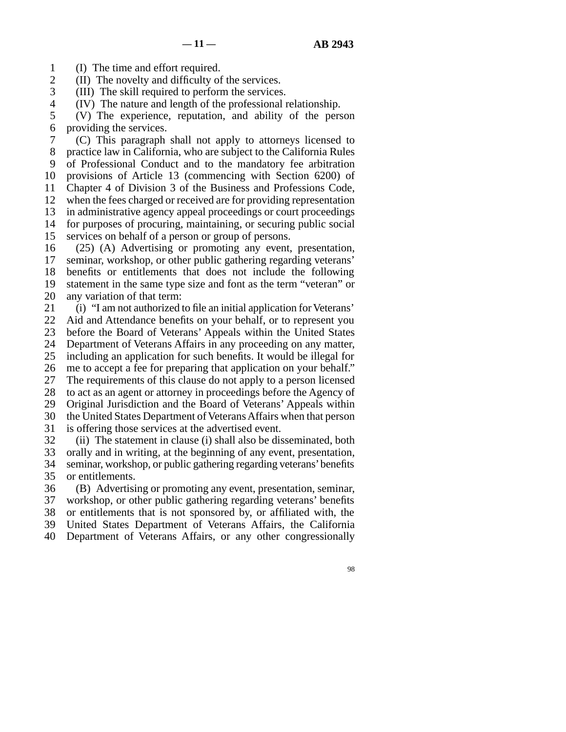(I) The time and effort required.

(II) The novelty and difficulty of the services.

(III) The skill required to perform the services.

(IV) The nature and length of the professional relationship.

(V) The experience, reputation, and ability of the person providing the services.

(C) This paragraph shall not apply to attorneys licensed to practice law in California, who are subject to the California Rules of Professional Conduct and to the mandatory fee arbitration provisions of Article 13 (commencing with Section 6200) of Chapter 4 of Division 3 of the Business and Professions Code, when the fees charged or received are for providing representation in administrative agency appeal proceedings or court proceedings for purposes of procuring, maintaining, or securing public social services on behalf of a person or group of persons.

(25) (A) Advertising or promoting any event, presentation, seminar, workshop, or other public gathering regarding veterans' benefits or entitlements that does not include the following statement in the same type size and font as the term "veteran" or any variation of that term:

(i) "I am not authorized to file an initial application for Veterans' Aid and Attendance benefits on your behalf, or to represent you before the Board of Veterans' Appeals within the United States Department of Veterans Affairs in any proceeding on any matter, including an application for such benefits. It would be illegal for me to accept a fee for preparing that application on your behalf." The requirements of this clause do not apply to a person licensed to act as an agent or attorney in proceedings before the Agency of Original Jurisdiction and the Board of Veterans' Appeals within the United States Department of Veterans Affairs when that person is offering those services at the advertised event.

(ii) The statement in clause (i) shall also be disseminated, both orally and in writing, at the beginning of any event, presentation, seminar, workshop, or public gathering regarding veterans' benefits or entitlements.

(B) Advertising or promoting any event, presentation, seminar, workshop, or other public gathering regarding veterans' benefits or entitlements that is not sponsored by, or affiliated with, the United States Department of Veterans Affairs, the California Department of Veterans Affairs, or any other congressionally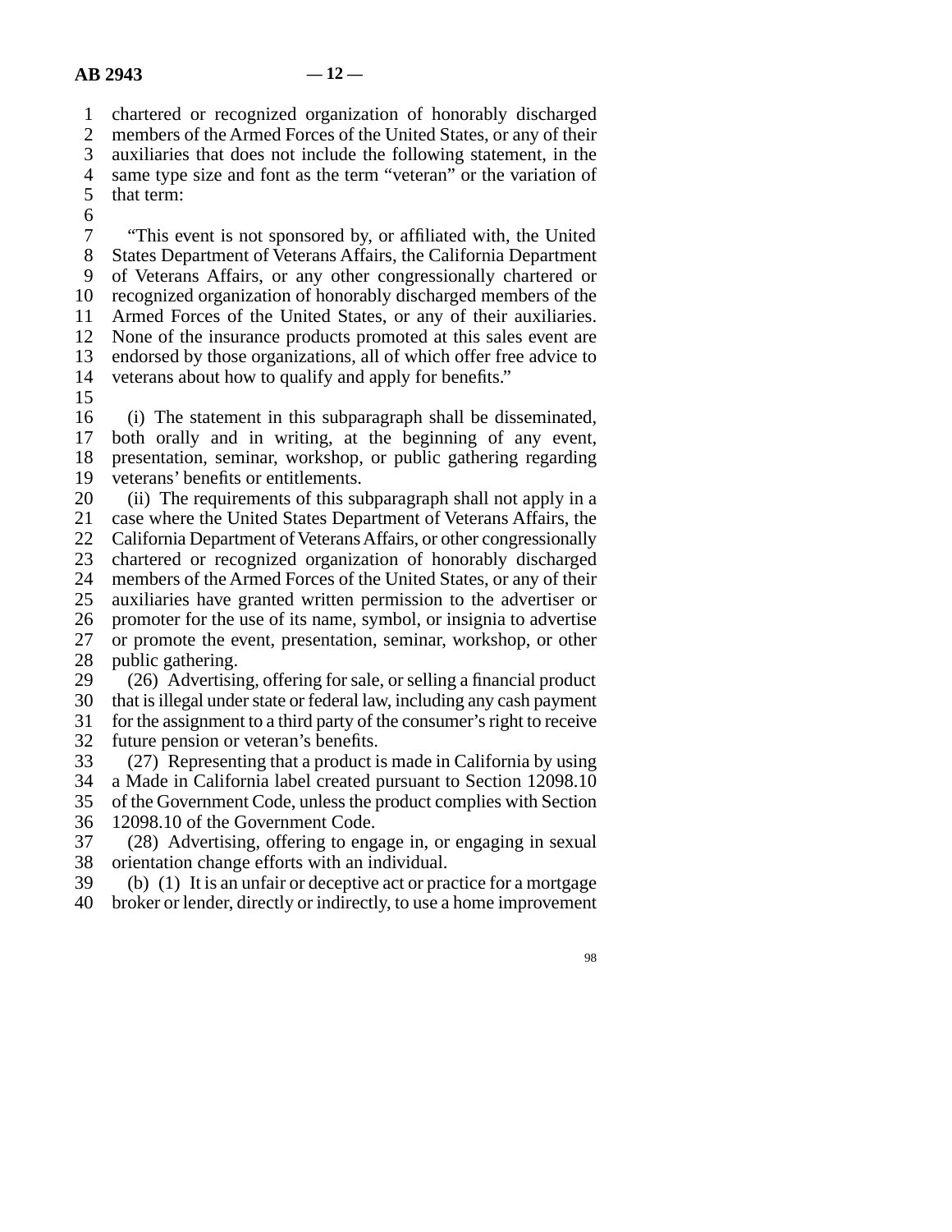chartered or recognized organization of honorably discharged members of the Armed Forces of the United States, or any of their auxiliaries that does not include the following statement, in the same type size and font as the term "veteran" or the variation of that term:

"This event is not sponsored by, or affiliated with, the United States Department of Veterans Affairs, the California Department of Veterans Affairs, or any other congressionally chartered or recognized organization of honorably discharged members of the Armed Forces of the United States, or any of their auxiliaries. None of the insurance products promoted at this sales event are endorsed by those organizations, all of which offer free advice to veterans about how to qualify and apply for benefits."

(i) The statement in this subparagraph shall be disseminated, both orally and in writing, at the beginning of any event, presentation, seminar, workshop, or public gathering regarding veterans' benefits or entitlements.

(ii) The requirements of this subparagraph shall not apply in a case where the United States Department of Veterans Affairs, the California Department of Veterans Affairs, or other congressionally chartered or recognized organization of honorably discharged members of the Armed Forces of the United States, or any of their auxiliaries have granted written permission to the advertiser or promoter for the use of its name, symbol, or insignia to advertise or promote the event, presentation, seminar, workshop, or other public gathering.

(26) Advertising, offering for sale, or selling a financial product that is illegal under state or federal law, including any cash payment for the assignment to a third party of the consumer's right to receive future pension or veteran's benefits.

(27) Representing that a product is made in California by using a Made in California label created pursuant to Section 12098.10 of the Government Code, unless the product complies with Section 12098.10 of the Government Code.

(28) Advertising, offering to engage in, or engaging in sexual orientation change efforts with an individual.

(b) (1) It is an unfair or deceptive act or practice for a mortgage broker or lender, directly or indirectly, to use a home improvement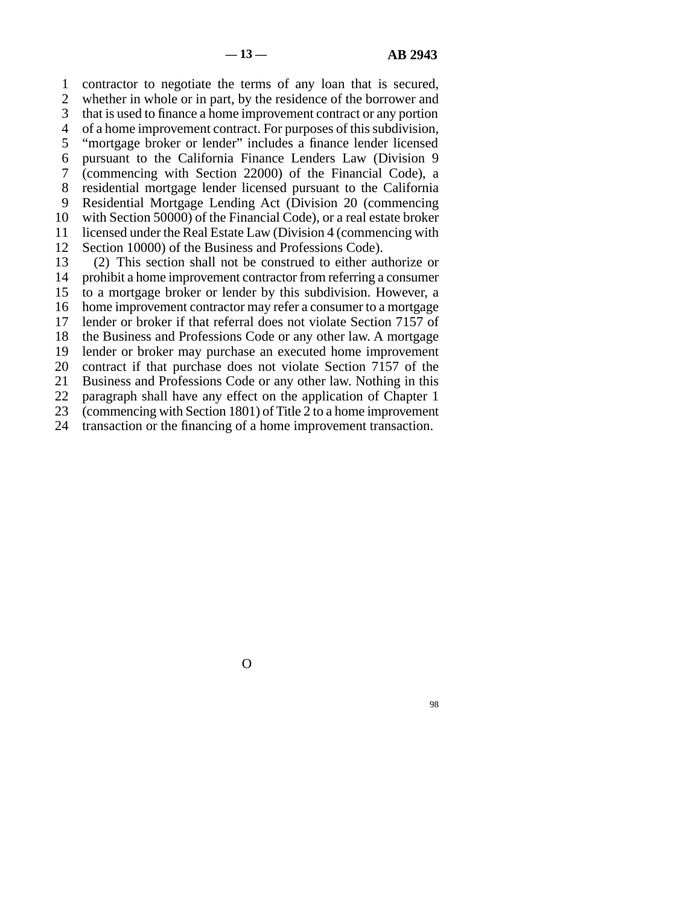contractor to negotiate the terms of any loan that is secured, whether in whole or in part, by the residence of the borrower and that is used to finance a home improvement contract or any portion of a home improvement contract. For purposes of this subdivision, "mortgage broker or lender" includes a finance lender licensed pursuant to the California Finance Lenders Law (Division 9 (commencing with Section 22000) of the Financial Code), a residential mortgage lender licensed pursuant to the California Residential Mortgage Lending Act (Division 20 (commencing with Section 50000) of the Financial Code), or a real estate broker licensed under the Real Estate Law (Division 4 (commencing with Section 10000) of the Business and Professions Code).

(2) This section shall not be construed to either authorize or prohibit a home improvement contractor from referring a consumer to a mortgage broker or lender by this subdivision. However, a home improvement contractor may refer a consumer to a mortgage lender or broker if that referral does not violate Section 7157 of the Business and Professions Code or any other law. A mortgage lender or broker may purchase an executed home improvement contract if that purchase does not violate Section 7157 of the Business and Professions Code or any other law. Nothing in this paragraph shall have any effect on the application of Chapter 1 (commencing with Section 1801) of Title 2 to a home improvement transaction or the financing of a home improvement transaction.

O